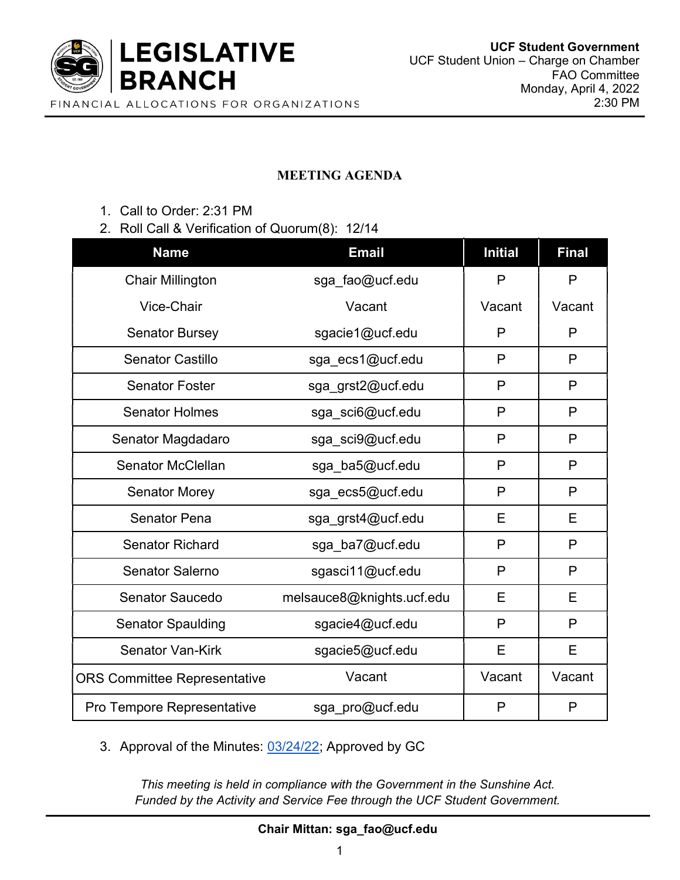**LEGISLATIVE BRANCH**

FINANCIAL ALLOCATIONS FOR ORGANIZATIONS

**UCF Student Government**
UCF Student Union – Charge on Chamber
FAO Committee
Monday, April 4, 2022
2:30 PM

## MEETING AGENDA

1. Call to Order: 2:31 PM
2. Roll Call & Verification of Quorum(8): 12/14

| Name | Email | Initial | Final |
|---|---|---|---|
| Chair Millington | sga_fao@ucf.edu | P | P |
| Vice-Chair | Vacant | Vacant | Vacant |
| Senator Bursey | sgacie1@ucf.edu | P | P |
| Senator Castillo | sga_ecs1@ucf.edu | P | P |
| Senator Foster | sga_grst2@ucf.edu | P | P |
| Senator Holmes | sga_sci6@ucf.edu | P | P |
| Senator Magdadaro | sga_sci9@ucf.edu | P | P |
| Senator McClellan | sga_ba5@ucf.edu | P | P |
| Senator Morey | sga_ecs5@ucf.edu | P | P |
| Senator Pena | sga_grst4@ucf.edu | E | E |
| Senator Richard | sga_ba7@ucf.edu | P | P |
| Senator Salerno | sgasci11@ucf.edu | P | P |
| Senator Saucedo | melsauce8@knights.ucf.edu | E | E |
| Senator Spaulding | sgacie4@ucf.edu | P | P |
| Senator Van-Kirk | sgacie5@ucf.edu | E | E |
| ORS Committee Representative | Vacant | Vacant | Vacant |
| Pro Tempore Representative | sga_pro@ucf.edu | P | P |

3. Approval of the Minutes: 03/24/22; Approved by GC

*This meeting is held in compliance with the Government in the Sunshine Act.*
*Funded by the Activity and Service Fee through the UCF Student Government.*

**Chair Mittan: sga_fao@ucf.edu**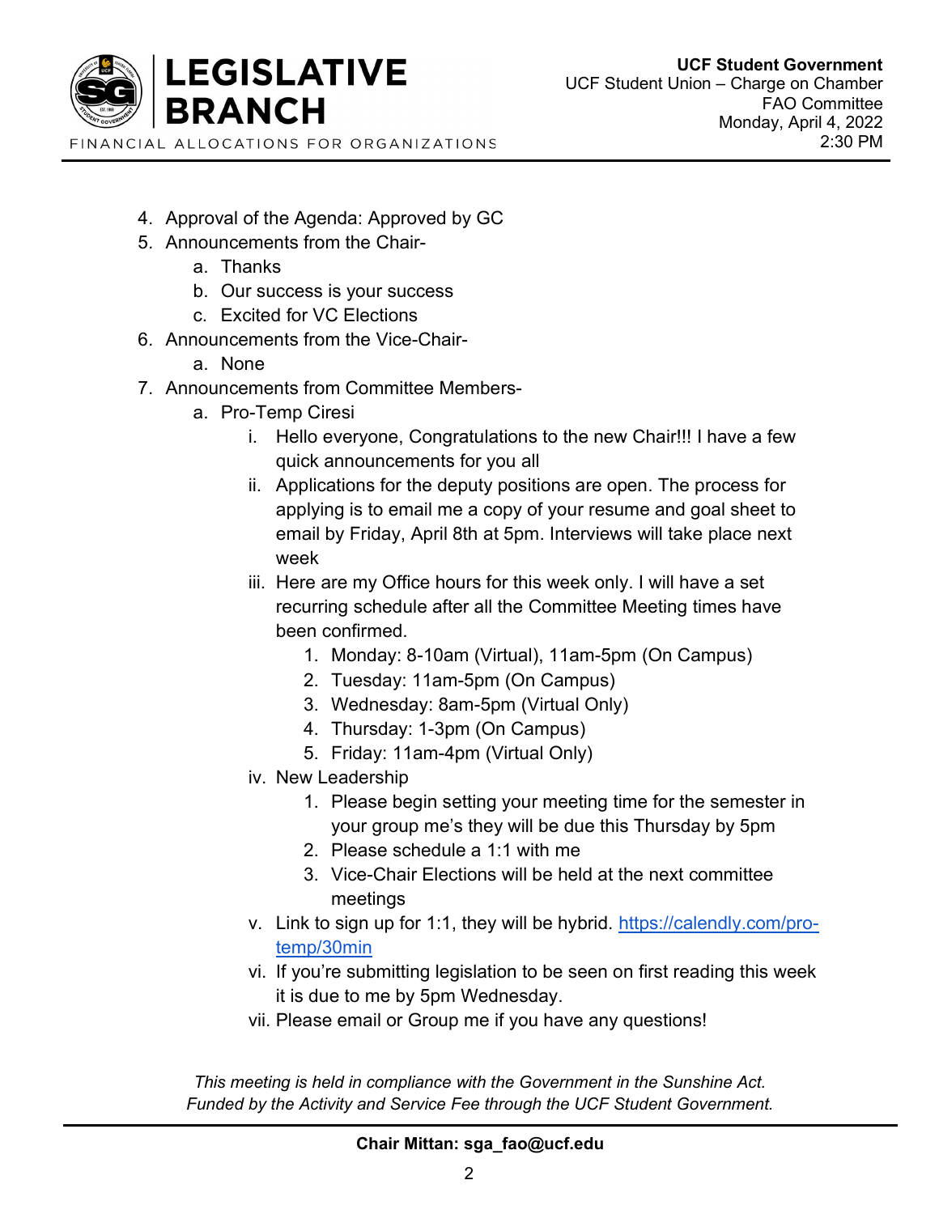4. Approval of the Agenda: Approved by GC
5. Announcements from the Chair-
    a. Thanks
    b. Our success is your success
    c. Excited for VC Elections
6. Announcements from the Vice-Chair-
    a. None
7. Announcements from Committee Members-
    a. Pro-Temp Ciresi
        i. Hello everyone, Congratulations to the new Chair!!! I have a few quick announcements for you all
        ii. Applications for the deputy positions are open. The process for applying is to email me a copy of your resume and goal sheet to email by Friday, April 8th at 5pm. Interviews will take place next week
        iii. Here are my Office hours for this week only. I will have a set recurring schedule after all the Committee Meeting times have been confirmed.
            1. Monday: 8-10am (Virtual), 11am-5pm (On Campus)
            2. Tuesday: 11am-5pm (On Campus)
            3. Wednesday: 8am-5pm (Virtual Only)
            4. Thursday: 1-3pm (On Campus)
            5. Friday: 11am-4pm (Virtual Only)
        iv. New Leadership
            1. Please begin setting your meeting time for the semester in your group me's they will be due this Thursday by 5pm
            2. Please schedule a 1:1 with me
            3. Vice-Chair Elections will be held at the next committee meetings
        v. Link to sign up for 1:1, they will be hybrid. [https://calendly.com/pro-temp/30min](https://calendly.com/pro-temp/30min)
        vi. If you're submitting legislation to be seen on first reading this week it is due to me by 5pm Wednesday.
        vii. Please email or Group me if you have any questions!

*This meeting is held in compliance with the Government in the Sunshine Act.*
*Funded by the Activity and Service Fee through the UCF Student Government.*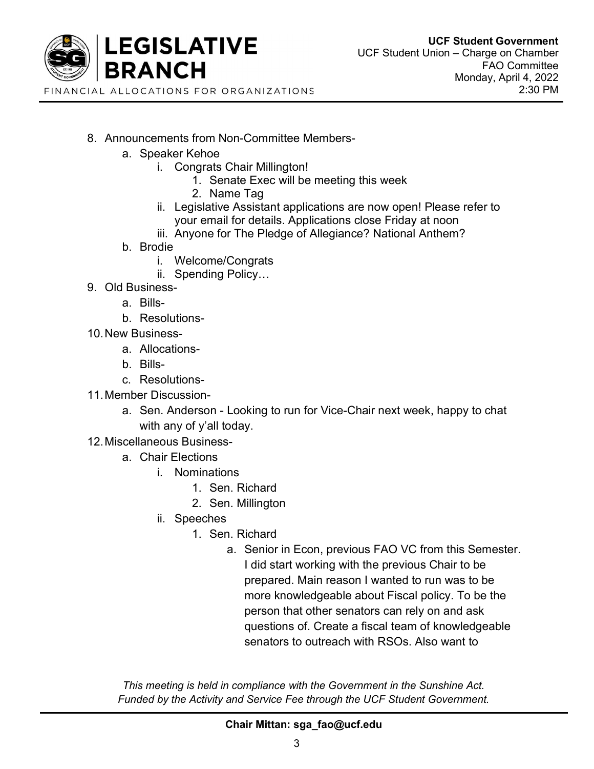8. Announcements from Non-Committee Members-
    a. Speaker Kehoe
        i. Congrats Chair Millington!
            1. Senate Exec will be meeting this week
            2. Name Tag
        ii. Legislative Assistant applications are now open! Please refer to your email for details. Applications close Friday at noon
        iii. Anyone for The Pledge of Allegiance? National Anthem?
    b. Brodie
        i. Welcome/Congrats
        ii. Spending Policy…
9. Old Business-
    a. Bills-
    b. Resolutions-
10. New Business-
    a. Allocations-
    b. Bills-
    c. Resolutions-
11. Member Discussion-
    a. Sen. Anderson - Looking to run for Vice-Chair next week, happy to chat with any of y'all today.
12. Miscellaneous Business-
    a. Chair Elections
        i. Nominations
            1. Sen. Richard
            2. Sen. Millington
        ii. Speeches
            1. Sen. Richard
                a. Senior in Econ, previous FAO VC from this Semester. I did start working with the previous Chair to be prepared. Main reason I wanted to run was to be more knowledgeable about Fiscal policy. To be the person that other senators can rely on and ask questions of. Create a fiscal team of knowledgeable senators to outreach with RSOs. Also want to

*This meeting is held in compliance with the Government in the Sunshine Act.*
*Funded by the Activity and Service Fee through the UCF Student Government.*

**Chair Mittan: sga_fao@ucf.edu**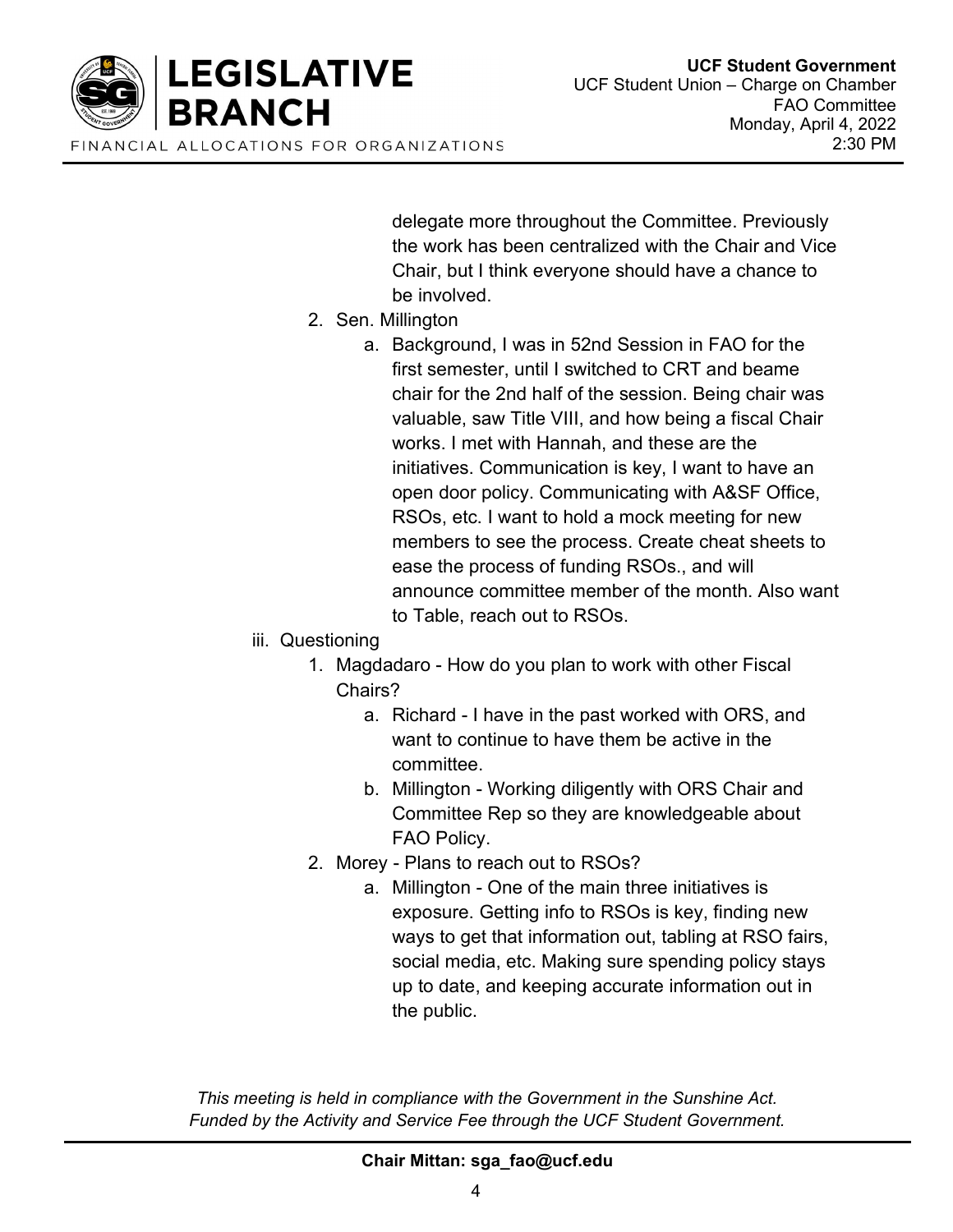delegate more throughout the Committee. Previously the work has been centralized with the Chair and Vice Chair, but I think everyone should have a chance to be involved.

2. Sen. Millington
   a. Background, I was in 52nd Session in FAO for the first semester, until I switched to CRT and beame chair for the 2nd half of the session. Being chair was valuable, saw Title VIII, and how being a fiscal Chair works. I met with Hannah, and these are the initiatives. Communication is key, I want to have an open door policy. Communicating with A&SF Office, RSOs, etc. I want to hold a mock meeting for new members to see the process. Create cheat sheets to ease the process of funding RSOs., and will announce committee member of the month. Also want to Table, reach out to RSOs.

iii. Questioning

1. Magdadaro - How do you plan to work with other Fiscal Chairs?
   a. Richard - I have in the past worked with ORS, and want to continue to have them be active in the committee.
   b. Millington - Working diligently with ORS Chair and Committee Rep so they are knowledgeable about FAO Policy.
2. Morey - Plans to reach out to RSOs?
   a. Millington - One of the main three initiatives is exposure. Getting info to RSOs is key, finding new ways to get that information out, tabling at RSO fairs, social media, etc. Making sure spending policy stays up to date, and keeping accurate information out in the public.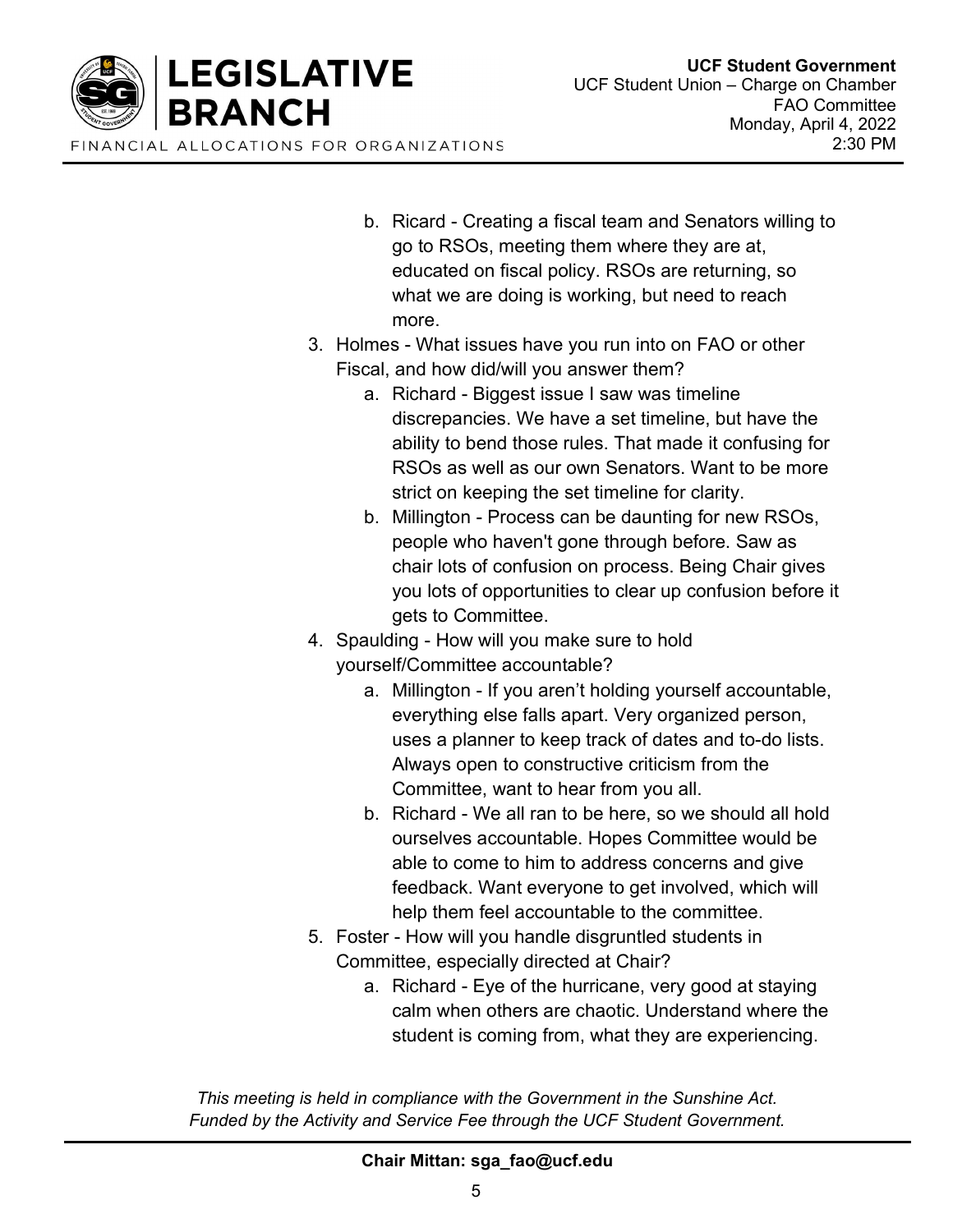b. Ricard - Creating a fiscal team and Senators willing to go to RSOs, meeting them where they are at, educated on fiscal policy. RSOs are returning, so what we are doing is working, but need to reach more.

3. Holmes - What issues have you run into on FAO or other Fiscal, and how did/will you answer them?
    a. Richard - Biggest issue I saw was timeline discrepancies. We have a set timeline, but have the ability to bend those rules. That made it confusing for RSOs as well as our own Senators. Want to be more strict on keeping the set timeline for clarity.
    b. Millington - Process can be daunting for new RSOs, people who haven't gone through before. Saw as chair lots of confusion on process. Being Chair gives you lots of opportunities to clear up confusion before it gets to Committee.
4. Spaulding - How will you make sure to hold yourself/Committee accountable?
    a. Millington - If you aren't holding yourself accountable, everything else falls apart. Very organized person, uses a planner to keep track of dates and to-do lists. Always open to constructive criticism from the Committee, want to hear from you all.
    b. Richard - We all ran to be here, so we should all hold ourselves accountable. Hopes Committee would be able to come to him to address concerns and give feedback. Want everyone to get involved, which will help them feel accountable to the committee.
5. Foster - How will you handle disgruntled students in Committee, especially directed at Chair?
    a. Richard - Eye of the hurricane, very good at staying calm when others are chaotic. Understand where the student is coming from, what they are experiencing.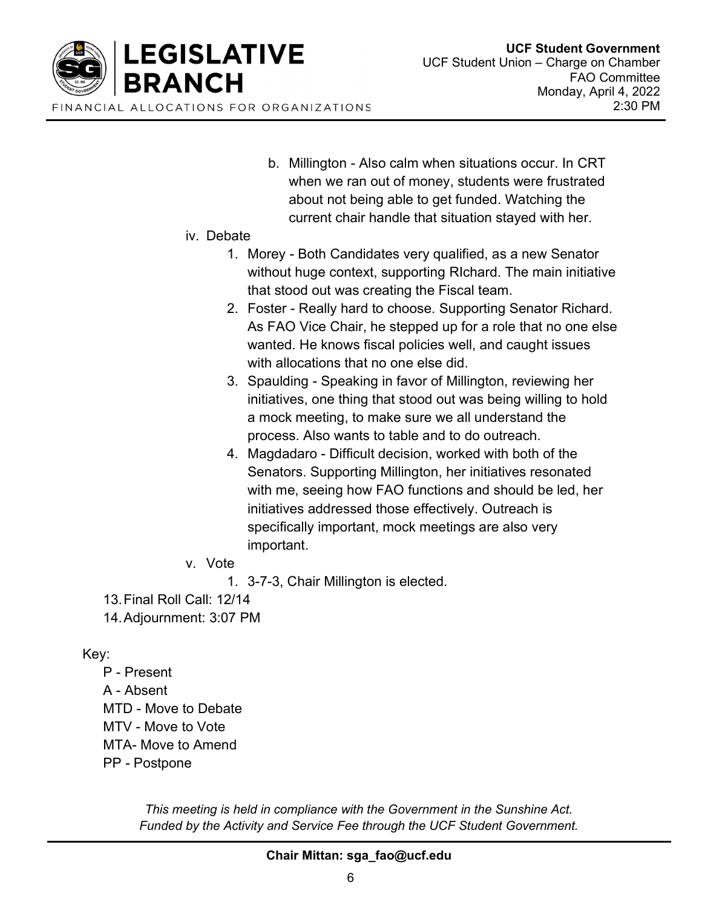b. Millington - Also calm when situations occur. In CRT when we ran out of money, students were frustrated about not being able to get funded. Watching the current chair handle that situation stayed with her.

iv. Debate

1. Morey - Both Candidates very qualified, as a new Senator without huge context, supporting RIchard. The main initiative that stood out was creating the Fiscal team.
2. Foster - Really hard to choose. Supporting Senator Richard. As FAO Vice Chair, he stepped up for a role that no one else wanted. He knows fiscal policies well, and caught issues with allocations that no one else did.
3. Spaulding - Speaking in favor of Millington, reviewing her initiatives, one thing that stood out was being willing to hold a mock meeting, to make sure we all understand the process. Also wants to table and to do outreach.
4. Magdadaro - Difficult decision, worked with both of the Senators. Supporting Millington, her initiatives resonated with me, seeing how FAO functions and should be led, her initiatives addressed those effectively. Outreach is specifically important, mock meetings are also very important.

v. Vote

1. 3-7-3, Chair Millington is elected.

13. Final Roll Call: 12/14
14. Adjournment: 3:07 PM

Key:

- P - Present
- A - Absent
- MTD - Move to Debate
- MTV - Move to Vote
- MTA- Move to Amend
- PP - Postpone

*This meeting is held in compliance with the Government in the Sunshine Act.*
*Funded by the Activity and Service Fee through the UCF Student Government.*

**Chair Mittan: sga_fao@ucf.edu**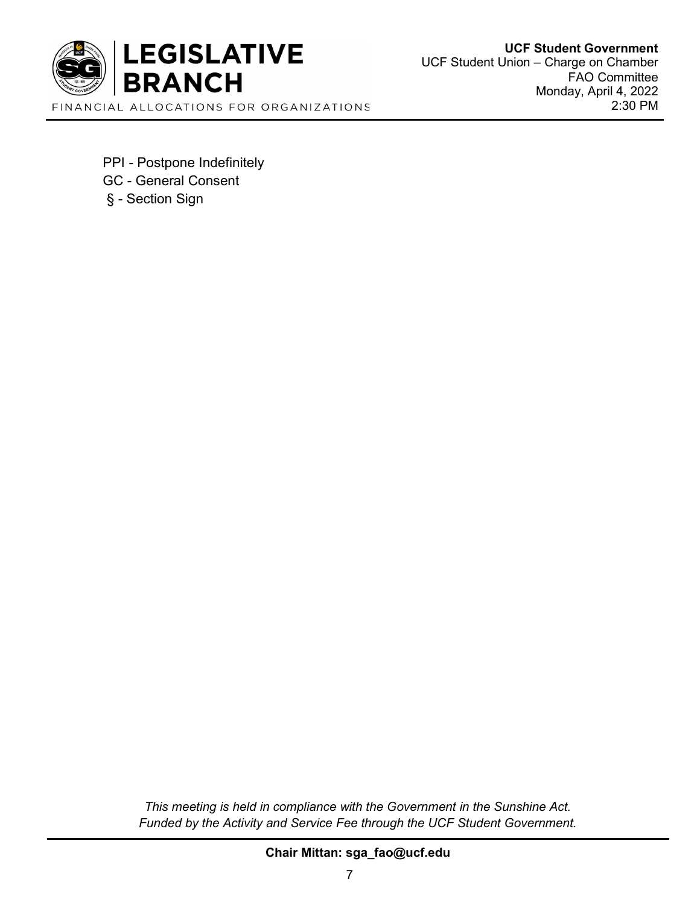PPI - Postpone Indefinitely
GC - General Consent
§ - Section Sign